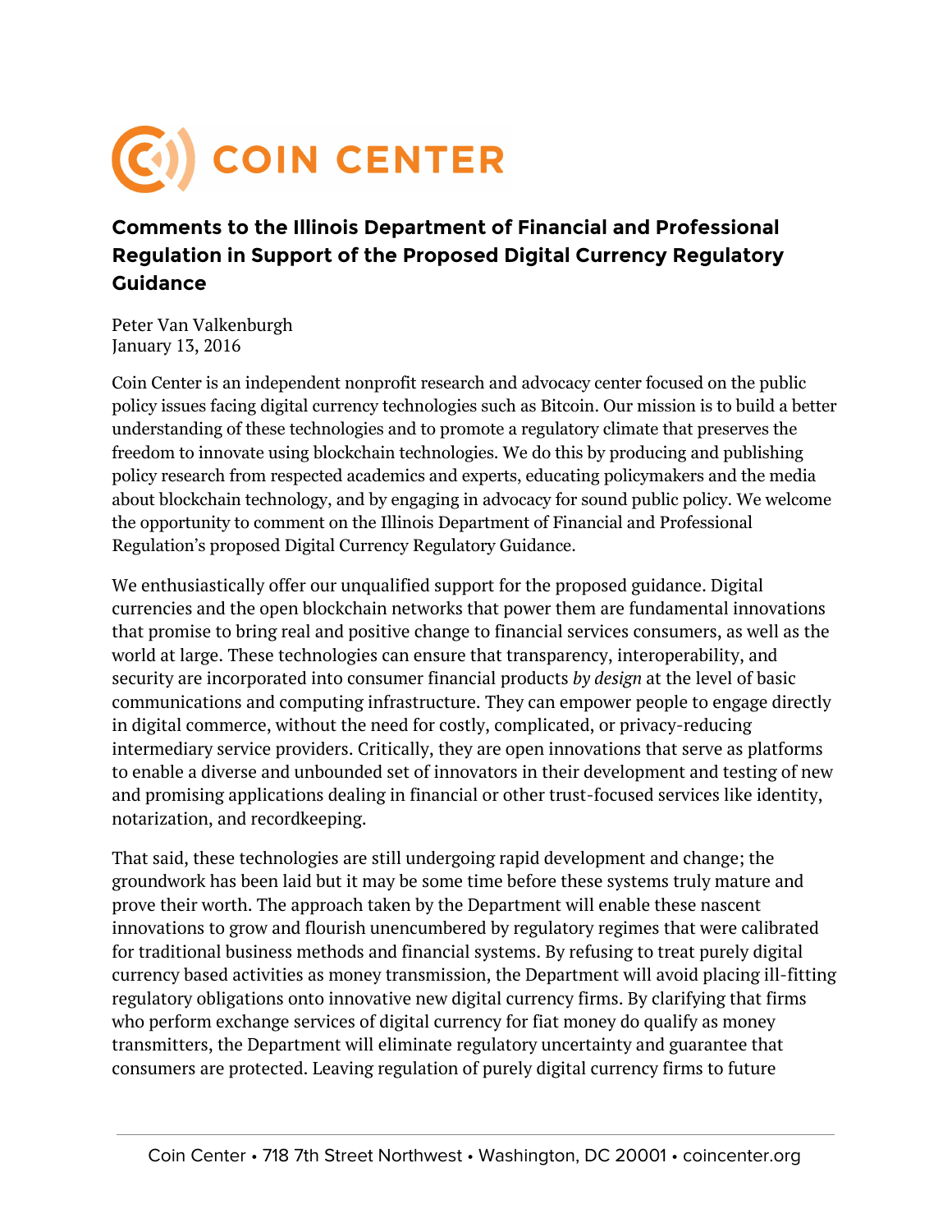# COIN CENTER

## Comments to the Illinois Department of Financial and Professional Regulation in Support of the Proposed Digital Currency Regulatory Guidance

Peter Van Valkenburgh
January 13, 2016

Coin Center is an independent nonprofit research and advocacy center focused on the public policy issues facing digital currency technologies such as Bitcoin. Our mission is to build a better understanding of these technologies and to promote a regulatory climate that preserves the freedom to innovate using blockchain technologies. We do this by producing and publishing policy research from respected academics and experts, educating policymakers and the media about blockchain technology, and by engaging in advocacy for sound public policy. We welcome the opportunity to comment on the Illinois Department of Financial and Professional Regulation's proposed Digital Currency Regulatory Guidance.

We enthusiastically offer our unqualified support for the proposed guidance. Digital currencies and the open blockchain networks that power them are fundamental innovations that promise to bring real and positive change to financial services consumers, as well as the world at large. These technologies can ensure that transparency, interoperability, and security are incorporated into consumer financial products *by design* at the level of basic communications and computing infrastructure. They can empower people to engage directly in digital commerce, without the need for costly, complicated, or privacy-reducing intermediary service providers. Critically, they are open innovations that serve as platforms to enable a diverse and unbounded set of innovators in their development and testing of new and promising applications dealing in financial or other trust-focused services like identity, notarization, and recordkeeping.

That said, these technologies are still undergoing rapid development and change; the groundwork has been laid but it may be some time before these systems truly mature and prove their worth. The approach taken by the Department will enable these nascent innovations to grow and flourish unencumbered by regulatory regimes that were calibrated for traditional business methods and financial systems. By refusing to treat purely digital currency based activities as money transmission, the Department will avoid placing ill-fitting regulatory obligations onto innovative new digital currency firms. By clarifying that firms who perform exchange services of digital currency for fiat money do qualify as money transmitters, the Department will eliminate regulatory uncertainty and guarantee that consumers are protected. Leaving regulation of purely digital currency firms to future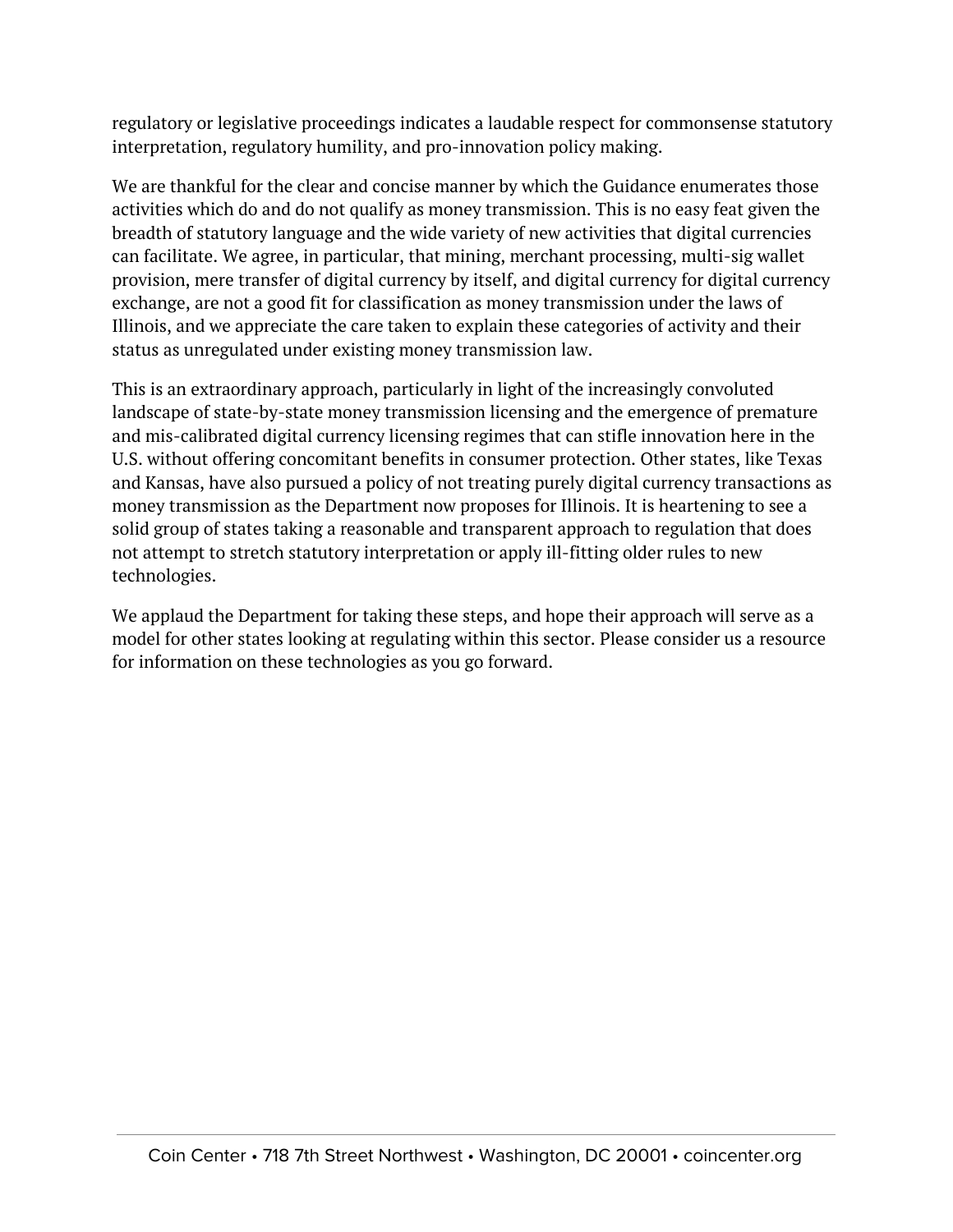regulatory or legislative proceedings indicates a laudable respect for commonsense statutory interpretation, regulatory humility, and pro-innovation policy making.

We are thankful for the clear and concise manner by which the Guidance enumerates those activities which do and do not qualify as money transmission. This is no easy feat given the breadth of statutory language and the wide variety of new activities that digital currencies can facilitate. We agree, in particular, that mining, merchant processing, multi-sig wallet provision, mere transfer of digital currency by itself, and digital currency for digital currency exchange, are not a good fit for classification as money transmission under the laws of Illinois, and we appreciate the care taken to explain these categories of activity and their status as unregulated under existing money transmission law.

This is an extraordinary approach, particularly in light of the increasingly convoluted landscape of state-by-state money transmission licensing and the emergence of premature and mis-calibrated digital currency licensing regimes that can stifle innovation here in the U.S. without offering concomitant benefits in consumer protection. Other states, like Texas and Kansas, have also pursued a policy of not treating purely digital currency transactions as money transmission as the Department now proposes for Illinois. It is heartening to see a solid group of states taking a reasonable and transparent approach to regulation that does not attempt to stretch statutory interpretation or apply ill-fitting older rules to new technologies.

We applaud the Department for taking these steps, and hope their approach will serve as a model for other states looking at regulating within this sector. Please consider us a resource for information on these technologies as you go forward.